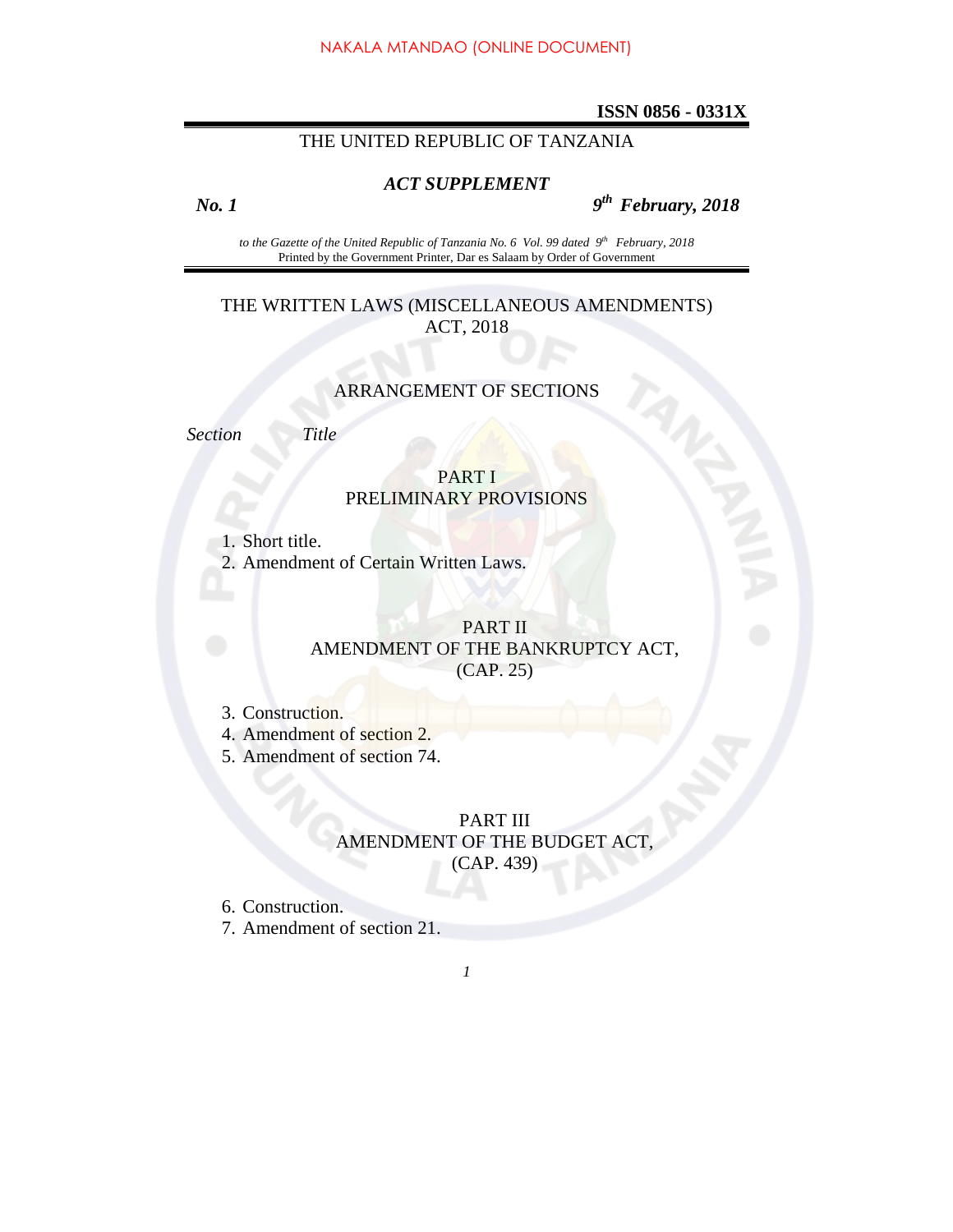NAKALA MTANDAO (ONLINE DOCUMENT)

**ISSN 0856 - 0331X**

THE UNITED REPUBLIC OF TANZANIA

***ACT SUPPLEMENT***

***No. 1*** ***9th February, 2018***

*to the Gazette of the United Republic of Tanzania No. 6 Vol. 99 dated 9th February, 2018*
Printed by the Government Printer, Dar es Salaam by Order of Government

# THE WRITTEN LAWS (MISCELLANEOUS AMENDMENTS) ACT, 2018

## ARRANGEMENT OF SECTIONS

*Section* *Title*

### PART I
### PRELIMINARY PROVISIONS

1. Short title.
2. Amendment of Certain Written Laws.

### PART II
### AMENDMENT OF THE BANKRUPTCY ACT, (CAP. 25)

3. Construction.
4. Amendment of section 2.
5. Amendment of section 74.

### PART III
### AMENDMENT OF THE BUDGET ACT, (CAP. 439)

6. Construction.
7. Amendment of section 21.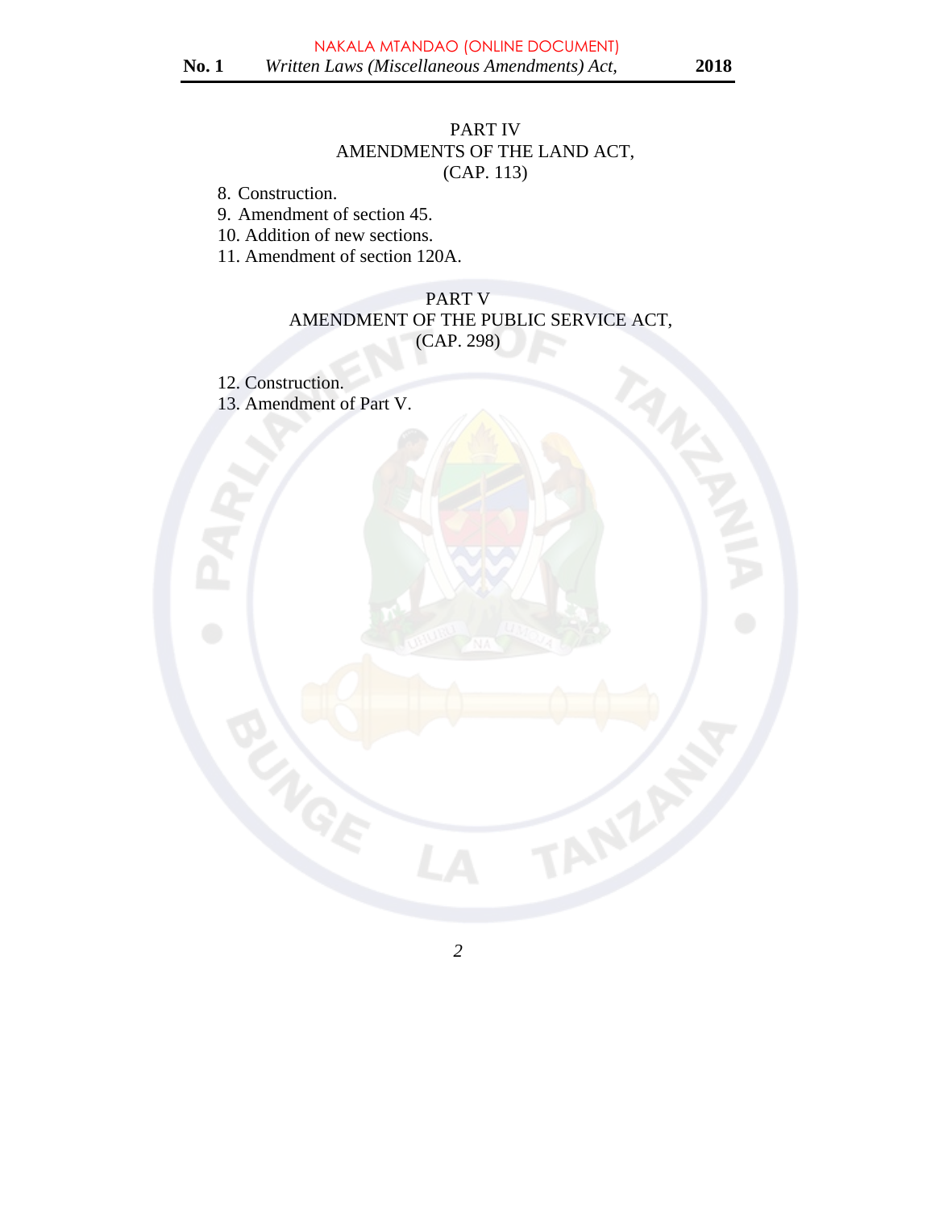PART IV
AMENDMENTS OF THE LAND ACT,
(CAP. 113)

8. Construction.
9. Amendment of section 45.
10. Addition of new sections.
11. Amendment of section 120A.

PART V
AMENDMENT OF THE PUBLIC SERVICE ACT,
(CAP. 298)

12. Construction.
13. Amendment of Part V.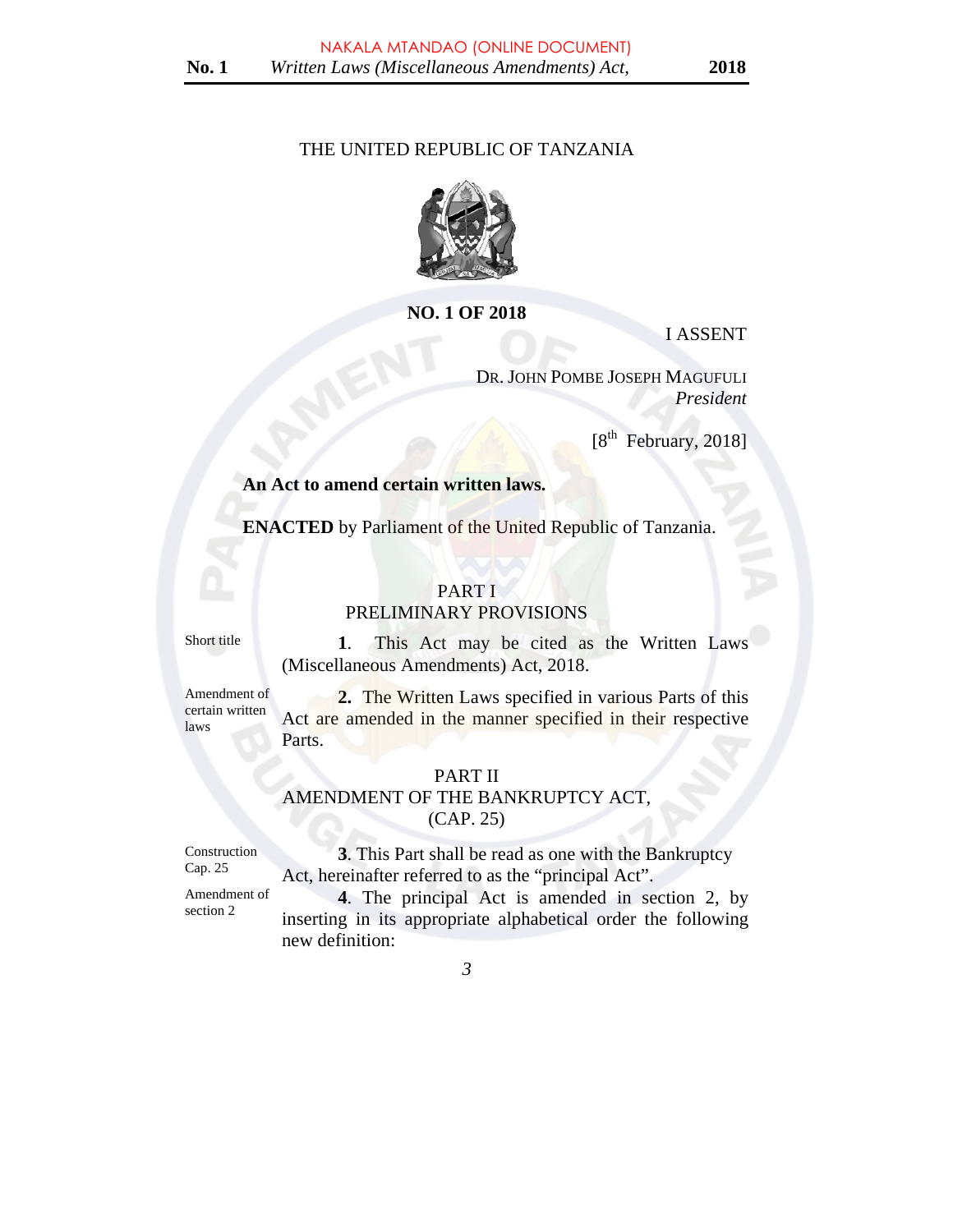THE UNITED REPUBLIC OF TANZANIA

**NO. 1 OF 2018**

I ASSENT

DR. JOHN POMBE JOSEPH MAGUFULI
*President*

[8th February, 2018]

**An Act to amend certain written laws.**

**ENACTED** by Parliament of the United Republic of Tanzania.

## PART I
## PRELIMINARY PROVISIONS

Short title

**1**. This Act may be cited as the Written Laws (Miscellaneous Amendments) Act, 2018.

Amendment of certain written laws

**2.** The Written Laws specified in various Parts of this Act are amended in the manner specified in their respective Parts.

## PART II
## AMENDMENT OF THE BANKRUPTCY ACT, (CAP. 25)

Construction Cap. 25

**3**. This Part shall be read as one with the Bankruptcy Act, hereinafter referred to as the "principal Act".

Amendment of section 2

**4**. The principal Act is amended in section 2, by inserting in its appropriate alphabetical order the following new definition: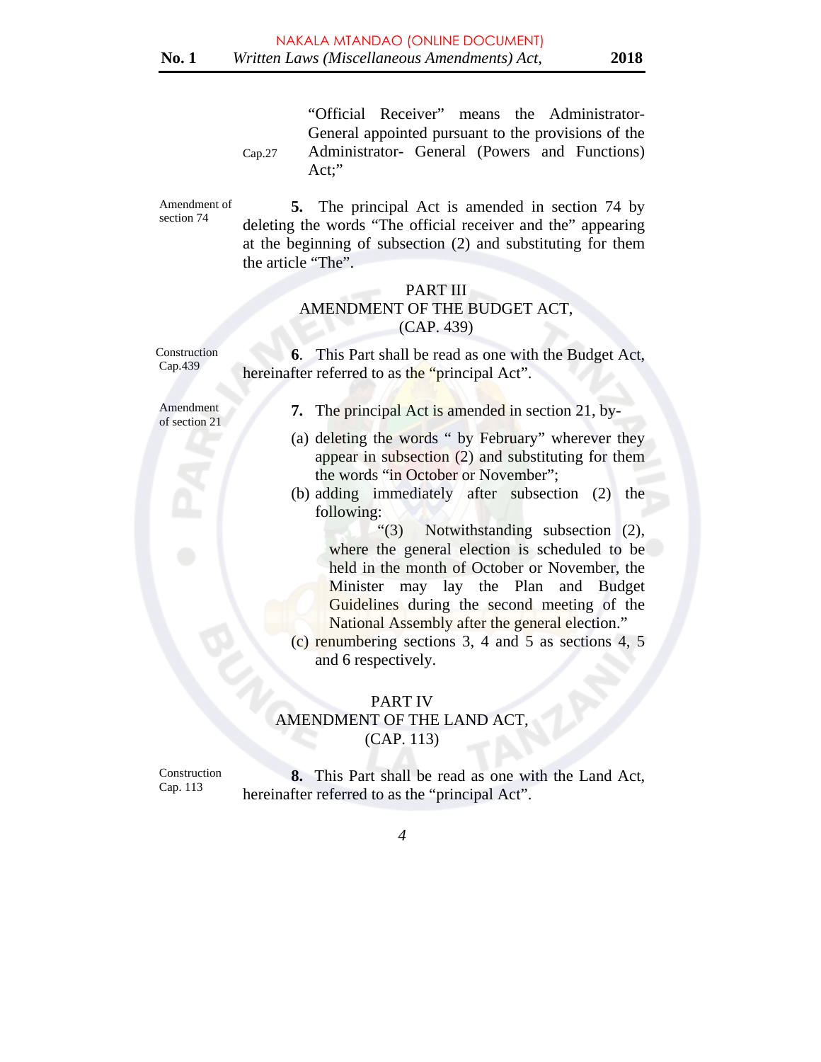"Official Receiver" means the Administrator-General appointed pursuant to the provisions of the Administrator- General (Powers and Functions) Act;"

Cap.27

Amendment of section 74

**5.** The principal Act is amended in section 74 by deleting the words "The official receiver and the" appearing at the beginning of subsection (2) and substituting for them the article "The".

## PART III
## AMENDMENT OF THE BUDGET ACT,
## (CAP. 439)

Construction Cap.439

**6**. This Part shall be read as one with the Budget Act, hereinafter referred to as the "principal Act".

Amendment of section 21

**7.** The principal Act is amended in section 21, by-

(a) deleting the words " by February" wherever they appear in subsection (2) and substituting for them the words "in October or November";

(b) adding immediately after subsection (2) the following:

"(3) Notwithstanding subsection (2), where the general election is scheduled to be held in the month of October or November, the Minister may lay the Plan and Budget Guidelines during the second meeting of the National Assembly after the general election."

(c) renumbering sections 3, 4 and 5 as sections 4, 5 and 6 respectively.

## PART IV
## AMENDMENT OF THE LAND ACT,
## (CAP. 113)

Construction Cap. 113

**8.** This Part shall be read as one with the Land Act, hereinafter referred to as the "principal Act".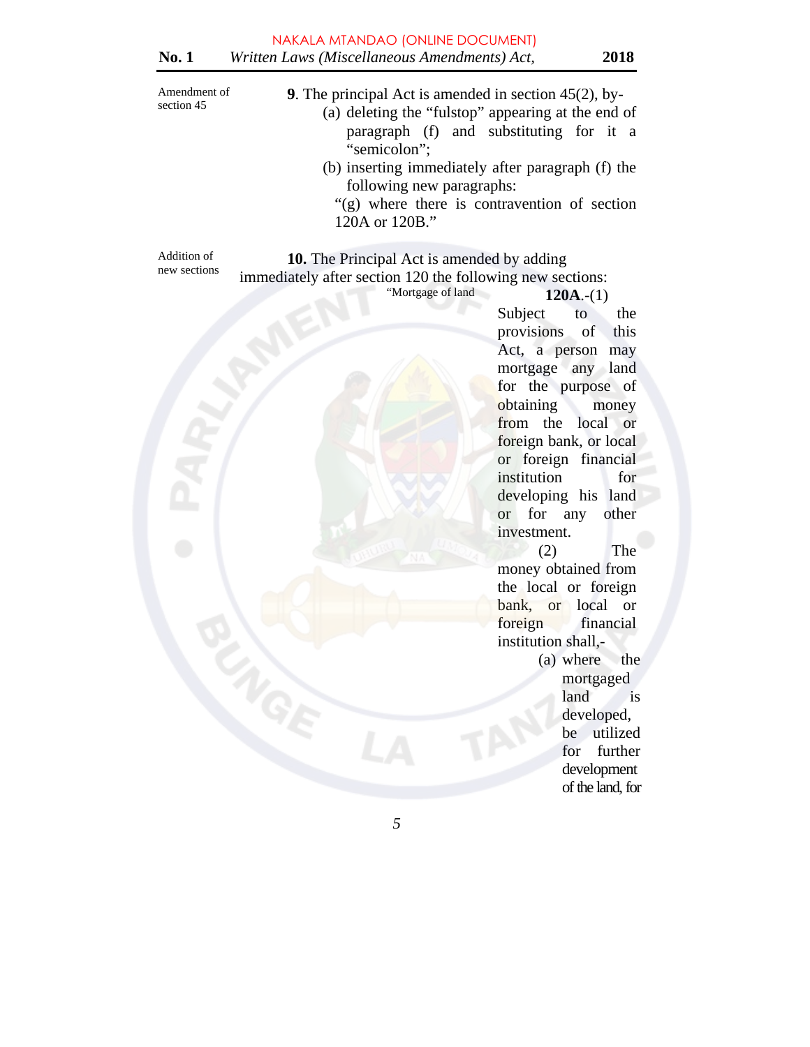Amendment of section 45

**9**. The principal Act is amended in section 45(2), by-

(a) deleting the "fulstop" appearing at the end of paragraph (f) and substituting for it a "semicolon";

(b) inserting immediately after paragraph (f) the following new paragraphs:

"(g) where there is contravention of section 120A or 120B."

Addition of new sections

**10.** The Principal Act is amended by adding immediately after section 120 the following new sections:

"Mortgage of land

**120A**.-(1) Subject to the provisions of this Act, a person may mortgage any land for the purpose of obtaining money from the local or foreign bank, or local or foreign financial institution for developing his land or for any other investment.

(2) The money obtained from the local or foreign bank, or local or foreign financial institution shall,-

(a) where the mortgaged land is developed, be utilized for further development of the land, for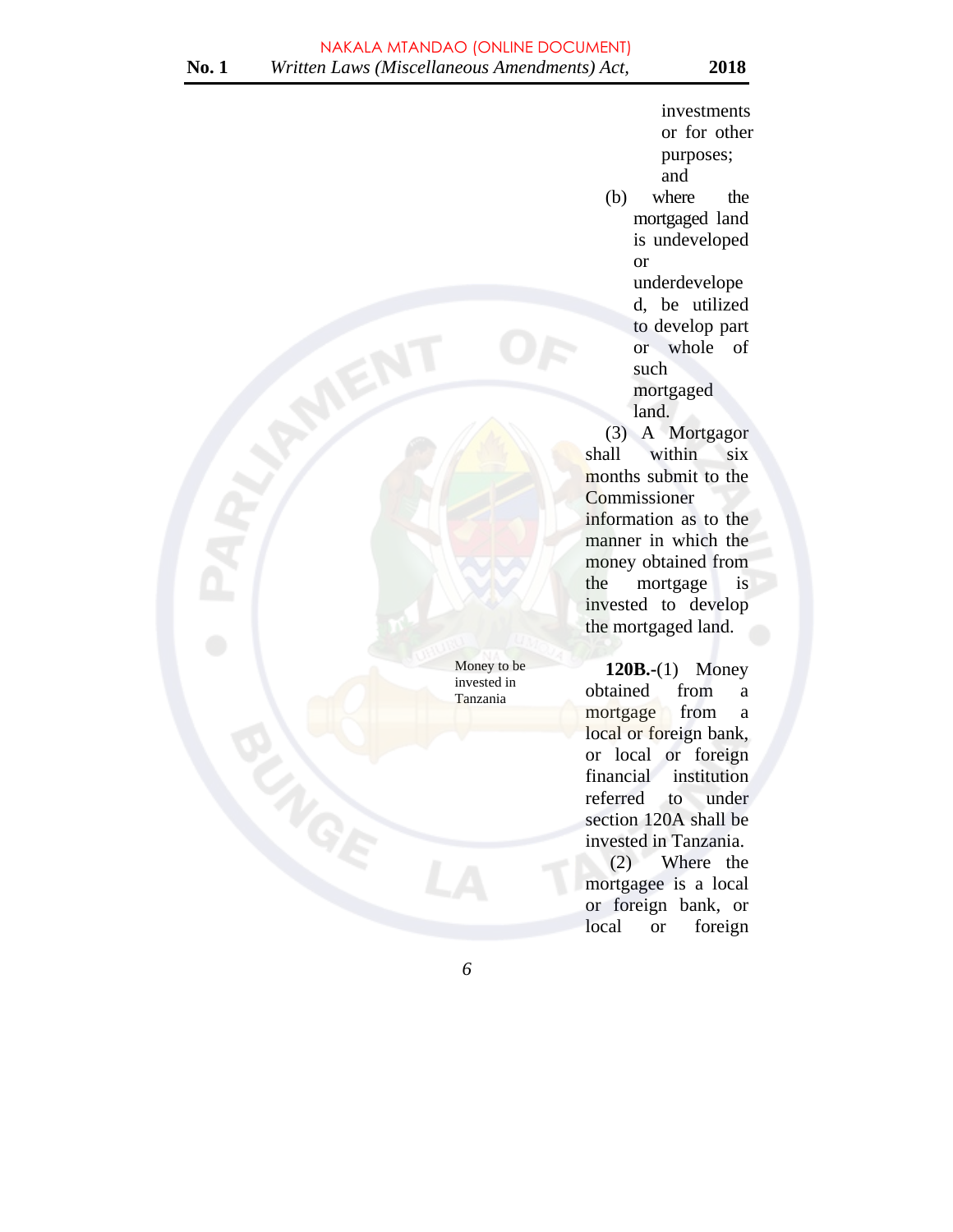investments or for other purposes; and

(b) where the mortgaged land is undeveloped or underdeveloped, be utilized to develop part or whole of such mortgaged land.

(3) A Mortgagor shall within six months submit to the Commissioner information as to the manner in which the money obtained from the mortgage is invested to develop the mortgaged land.

Money to be invested in Tanzania

**120B.-**(1) Money obtained from a mortgage from a local or foreign bank, or local or foreign financial institution referred to under section 120A shall be invested in Tanzania.

(2) Where the mortgagee is a local or foreign bank, or local or foreign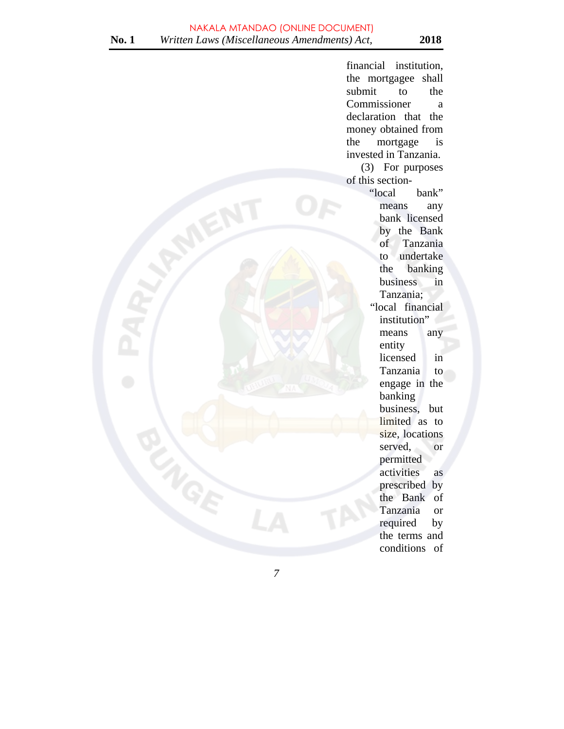financial institution, the mortgagee shall submit to the Commissioner a declaration that the money obtained from the mortgage is invested in Tanzania.

(3) For purposes of this section-

"local bank" means any bank licensed by the Bank of Tanzania to undertake the banking business in Tanzania;

"local financial institution" means any entity licensed in Tanzania to engage in the banking business, but limited as to size, locations served, or permitted activities as prescribed by the Bank of Tanzania or required by the terms and conditions of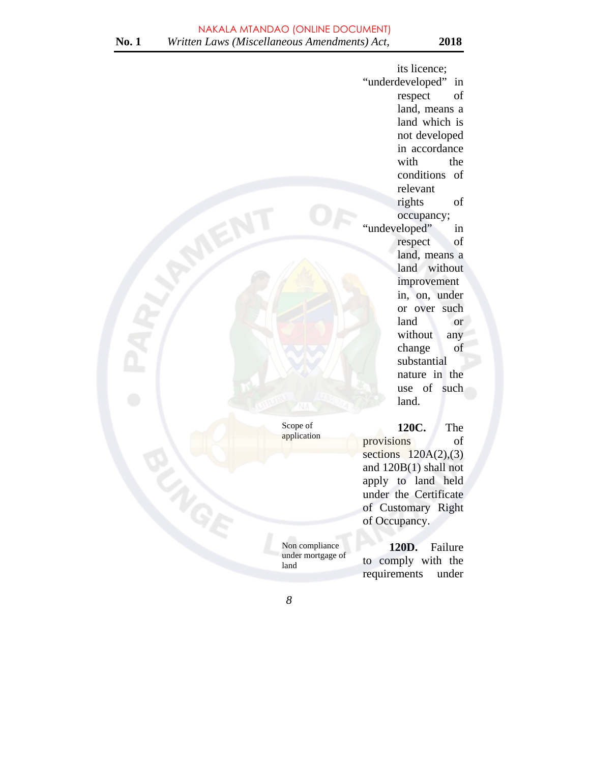its licence;

"underdeveloped" in respect of land, means a land which is not developed in accordance with the conditions of relevant rights of occupancy;

"undeveloped" in respect of land, means a land without improvement in, on, under or over such land or without any change of substantial nature in the use of such land.

Scope of application

**120C.** The provisions of sections 120A(2),(3) and 120B(1) shall not apply to land held under the Certificate of Customary Right of Occupancy.

Non compliance under mortgage of land

**120D.** Failure to comply with the requirements under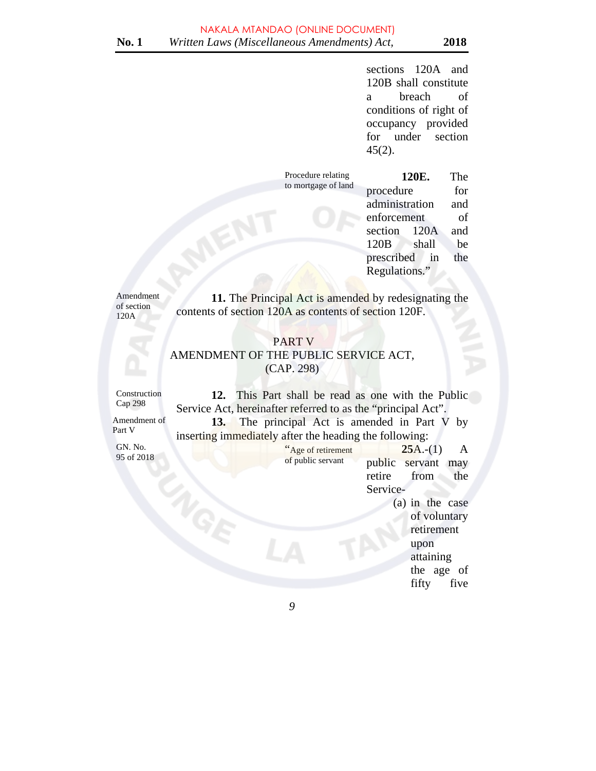sections 120A and 120B shall constitute a breach of conditions of right of occupancy provided for under section 45(2).

Procedure relating to mortgage of land

**120E.** The procedure for administration and enforcement of section 120A and 120B shall be prescribed in the Regulations."

Amendment of section 120A

**11.** The Principal Act is amended by redesignating the contents of section 120A as contents of section 120F.

## PART V
## AMENDMENT OF THE PUBLIC SERVICE ACT, (CAP. 298)

Construction Cap 298

**12.** This Part shall be read as one with the Public Service Act, hereinafter referred to as the "principal Act".

Amendment of Part V

GN. No. 95 of 2018

**13.** The principal Act is amended in Part V by inserting immediately after the heading the following:

"Age of retirement of public servant

**25**A.-(1) A public servant may retire from the Service-

(a) in the case of voluntary retirement upon attaining the age of fifty five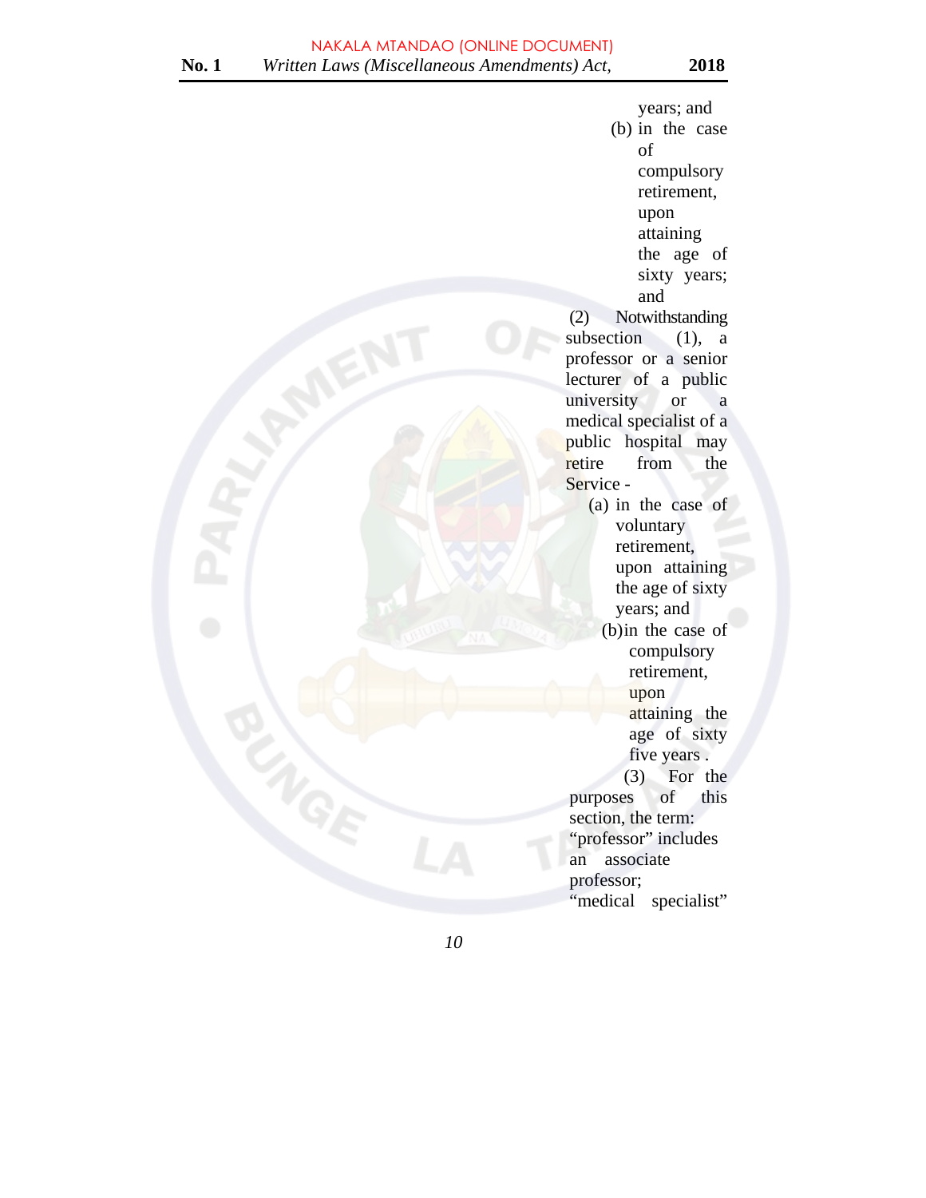years; and

(b) in the case of compulsory retirement, upon attaining the age of sixty years; and

(2) Notwithstanding subsection (1), a professor or a senior lecturer of a public university or a medical specialist of a public hospital may retire from the Service -

(a) in the case of voluntary retirement, upon attaining the age of sixty years; and

(b) in the case of compulsory retirement, upon attaining the age of sixty five years .

(3) For the purposes of this section, the term:

"professor" includes an associate professor;

"medical specialist"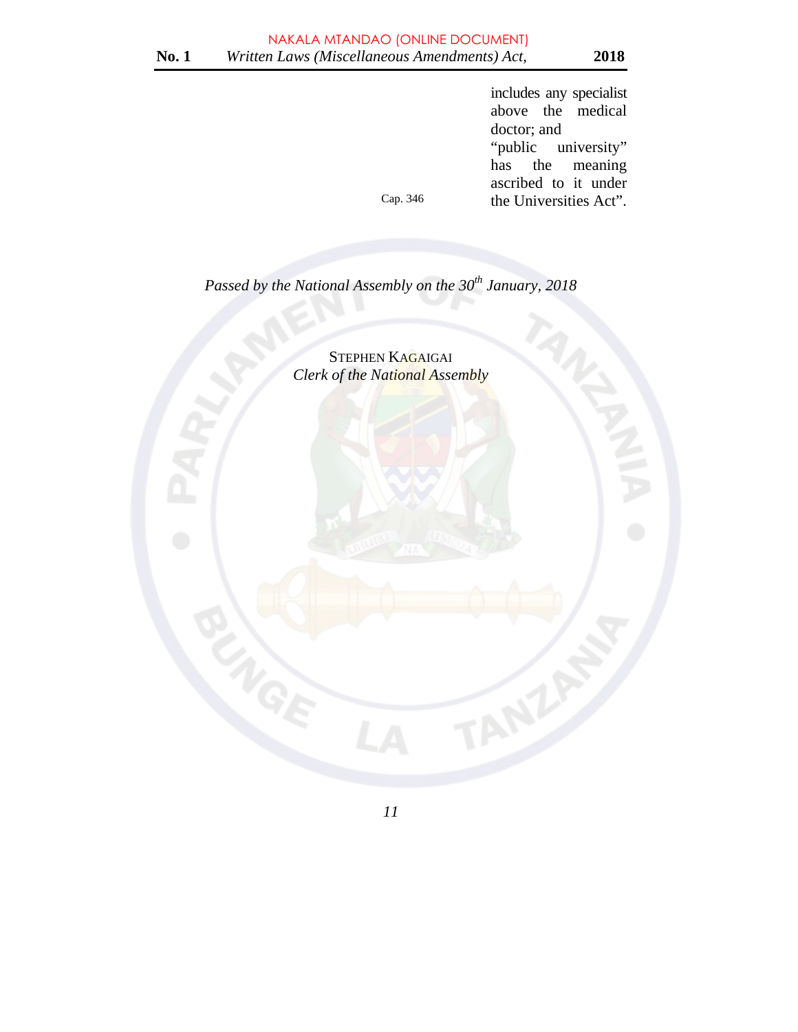includes any specialist above the medical doctor; and

"public university" has the meaning ascribed to it under the Universities Act".

Cap. 346

*Passed by the National Assembly on the 30th January, 2018*

STEPHEN KAGAIGAI
*Clerk of the National Assembly*